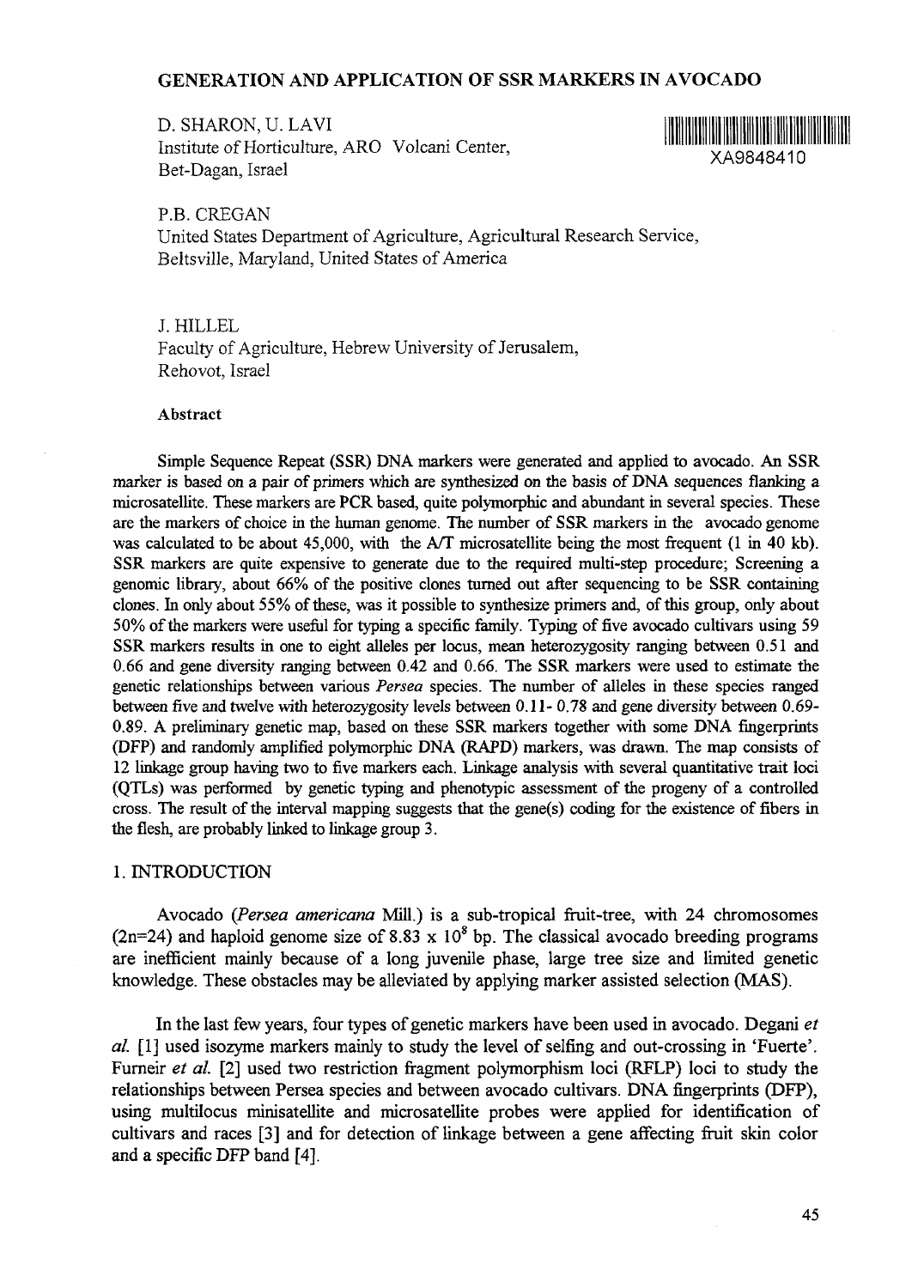# GENERATION AND APPLICATION OF SSR MARKERS IN AVOCADO

D. SHARON, U. LAVI
Institute of Horticulture, ARO Volcani Center,
Bet-Dagan, Israel

XA9848410

P.B. CREGAN
United States Department of Agriculture, Agricultural Research Service,
Beltsville, Maryland, United States of America

J. HILLEL
Faculty of Agriculture, Hebrew University of Jerusalem,
Rehovot, Israel

**Abstract**

Simple Sequence Repeat (SSR) DNA markers were generated and applied to avocado. An SSR marker is based on a pair of primers which are synthesized on the basis of DNA sequences flanking a microsatellite. These markers are PCR based, quite polymorphic and abundant in several species. These are the markers of choice in the human genome. The number of SSR markers in the avocado genome was calculated to be about 45,000, with the A/T microsatellite being the most frequent (1 in 40 kb). SSR markers are quite expensive to generate due to the required multi-step procedure; Screening a genomic library, about 66% of the positive clones turned out after sequencing to be SSR containing clones. In only about 55% of these, was it possible to synthesize primers and, of this group, only about 50% of the markers were useful for typing a specific family. Typing of five avocado cultivars using 59 SSR markers results in one to eight alleles per locus, mean heterozygosity ranging between 0.51 and 0.66 and gene diversity ranging between 0.42 and 0.66. The SSR markers were used to estimate the genetic relationships between various *Persea* species. The number of alleles in these species ranged between five and twelve with heterozygosity levels between 0.11- 0.78 and gene diversity between 0.69-0.89. A preliminary genetic map, based on these SSR markers together with some DNA fingerprints (DFP) and randomly amplified polymorphic DNA (RAPD) markers, was drawn. The map consists of 12 linkage group having two to five markers each. Linkage analysis with several quantitative trait loci (QTLs) was performed by genetic typing and phenotypic assessment of the progeny of a controlled cross. The result of the interval mapping suggests that the gene(s) coding for the existence of fibers in the flesh, are probably linked to linkage group 3.

## 1. INTRODUCTION

Avocado (*Persea americana* Mill.) is a sub-tropical fruit-tree, with 24 chromosomes (2n=24) and haploid genome size of $8.83 \times 10^8$ bp. The classical avocado breeding programs are inefficient mainly because of a long juvenile phase, large tree size and limited genetic knowledge. These obstacles may be alleviated by applying marker assisted selection (MAS).

In the last few years, four types of genetic markers have been used in avocado. Degani *et al.* [1] used isozyme markers mainly to study the level of selfing and out-crossing in 'Fuerte'. Furneir *et al.* [2] used two restriction fragment polymorphism loci (RFLP) loci to study the relationships between Persea species and between avocado cultivars. DNA fingerprints (DFP), using multilocus minisatellite and microsatellite probes were applied for identification of cultivars and races [3] and for detection of linkage between a gene affecting fruit skin color and a specific DFP band [4].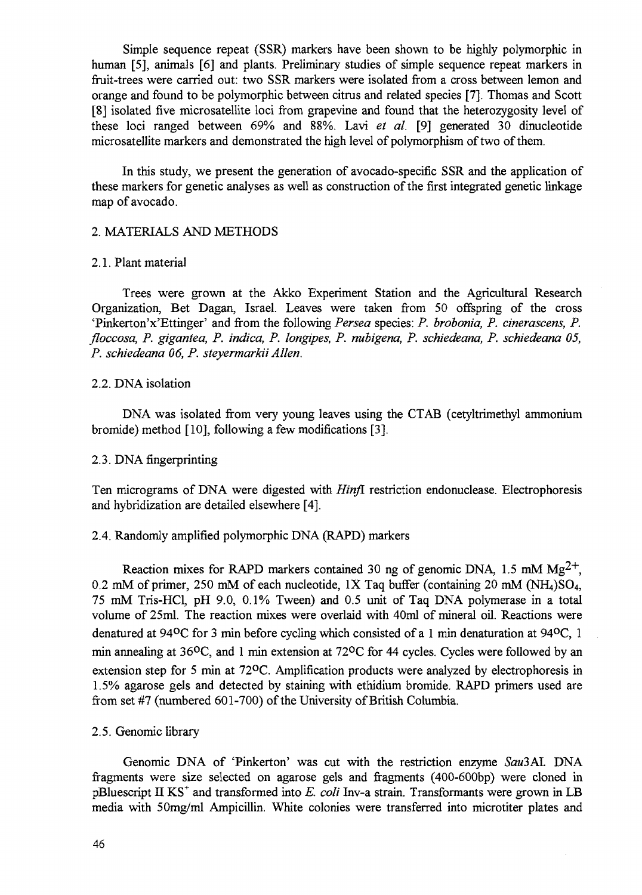Simple sequence repeat (SSR) markers have been shown to be highly polymorphic in human [5], animals [6] and plants. Preliminary studies of simple sequence repeat markers in fruit-trees were carried out: two SSR markers were isolated from a cross between lemon and orange and found to be polymorphic between citrus and related species [7]. Thomas and Scott [8] isolated five microsatellite loci from grapevine and found that the heterozygosity level of these loci ranged between 69% and 88%. Lavi *et al.* [9] generated 30 dinucleotide microsatellite markers and demonstrated the high level of polymorphism of two of them.

In this study, we present the generation of avocado-specific SSR and the application of these markers for genetic analyses as well as construction of the first integrated genetic linkage map of avocado.

## 2. MATERIALS AND METHODS

### 2.1. Plant material

Trees were grown at the Akko Experiment Station and the Agricultural Research Organization, Bet Dagan, Israel. Leaves were taken from 50 offspring of the cross 'Pinkerton'x'Ettinger' and from the following *Persea* species: *P. brobonia, P. cinerascens, P. floccosa, P. gigantea, P. indica, P. longipes, P. rubigena, P. schiedeana, P. schiedeana 05, P. schiedeana 06, P. steyermarkii Allen.*

### 2.2. DNA isolation

DNA was isolated from very young leaves using the CTAB (cetyltrimethyl ammonium bromide) method [10], following a few modifications [3].

### 2.3. DNA fingerprinting

Ten micrograms of DNA were digested with *Hinf*I restriction endonuclease. Electrophoresis and hybridization are detailed elsewhere [4].

### 2.4. Randomly amplified polymorphic DNA (RAPD) markers

Reaction mixes for RAPD markers contained 30 ng of genomic DNA, 1.5 mM $Mg^{2+}$, 0.2 mM of primer, 250 mM of each nucleotide, 1X Taq buffer (containing 20 mM $(NH_4)SO_4$, 75 mM Tris-HCl, pH 9.0, 0.1% Tween) and 0.5 unit of Taq DNA polymerase in a total volume of 25ml. The reaction mixes were overlaid with 40ml of mineral oil. Reactions were denatured at 94°C for 3 min before cycling which consisted of a 1 min denaturation at 94°C, 1 min annealing at 36°C, and 1 min extension at 72°C for 44 cycles. Cycles were followed by an extension step for 5 min at 72°C. Amplification products were analyzed by electrophoresis in 1.5% agarose gels and detected by staining with ethidium bromide. RAPD primers used are from set #7 (numbered 601-700) of the University of British Columbia.

### 2.5. Genomic library

Genomic DNA of 'Pinkerton' was cut with the restriction enzyme *Sau*3AI. DNA fragments were size selected on agarose gels and fragments (400-600bp) were cloned in pBluescript II $KS^+$ and transformed into *E. coli* Inv-a strain. Transformants were grown in LB media with 50mg/ml Ampicillin. White colonies were transferred into microtiter plates and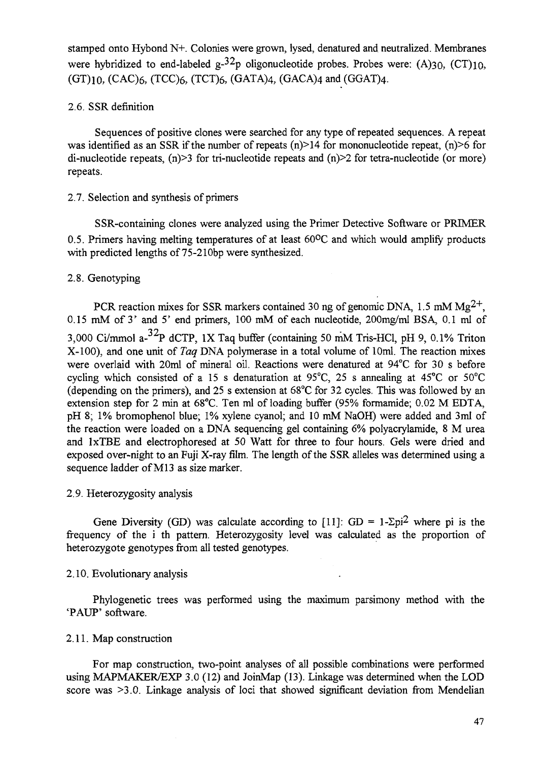stamped onto Hybond N+. Colonies were grown, lysed, denatured and neutralized. Membranes were hybridized to end-labeled g-$^{32}$p oligonucleotide probes. Probes were: $(A)_{30}$, $(CT)_{10}$, $(GT)_{10}$, $(CAC)_6$, $(TCC)_6$, $(TCT)_6$, $(GATA)_4$, $(GACA)_4$ and $(GGAT)_4$.

### 2.6. SSR definition

Sequences of positive clones were searched for any type of repeated sequences. A repeat was identified as an SSR if the number of repeats $(n)>14$ for mononucleotide repeat, $(n)>6$ for di-nucleotide repeats, $(n)>3$ for tri-nucleotide repeats and $(n)>2$ for tetra-nucleotide (or more) repeats.

### 2.7. Selection and synthesis of primers

SSR-containing clones were analyzed using the Primer Detective Software or PRIMER 0.5. Primers having melting temperatures of at least 60°C and which would amplify products with predicted lengths of 75-210bp were synthesized.

### 2.8. Genotyping

PCR reaction mixes for SSR markers contained 30 ng of genomic DNA, 1.5 mM $Mg^{2+}$, 0.15 mM of 3' and 5' end primers, 100 mM of each nucleotide, 200mg/ml BSA, 0.1 ml of 3,000 Ci/mmol a-$^{32}$P dCTP, 1X Taq buffer (containing 50 mM Tris-HCl, pH 9, 0.1% Triton X-100), and one unit of *Taq* DNA polymerase in a total volume of 10ml. The reaction mixes were overlaid with 20ml of mineral oil. Reactions were denatured at 94°C for 30 s before cycling which consisted of a 15 s denaturation at 95°C, 25 s annealing at 45°C or 50°C (depending on the primers), and 25 s extension at 68°C for 32 cycles. This was followed by an extension step for 2 min at 68°C. Ten ml of loading buffer (95% formamide; 0.02 M EDTA, pH 8; 1% bromophenol blue; 1% xylene cyanol; and 10 mM NaOH) were added and 3ml of the reaction were loaded on a DNA sequencing gel containing 6% polyacrylamide, 8 M urea and 1xTBE and electrophoresed at 50 Watt for three to four hours. Gels were dried and exposed over-night to an Fuji X-ray film. The length of the SSR alleles was determined using a sequence ladder of M13 as size marker.

### 2.9. Heterozygosity analysis

Gene Diversity (GD) was calculate according to [11]: $GD = 1-\Sigma pi^2$ where pi is the frequency of the i th pattern. Heterozygosity level was calculated as the proportion of heterozygote genotypes from all tested genotypes.

### 2.10. Evolutionary analysis

Phylogenetic trees was performed using the maximum parsimony method with the 'PAUP' software.

### 2.11. Map construction

For map construction, two-point analyses of all possible combinations were performed using MAPMAKER/EXP 3.0 (12) and JoinMap (13). Linkage was determined when the LOD score was >3.0. Linkage analysis of loci that showed significant deviation from Mendelian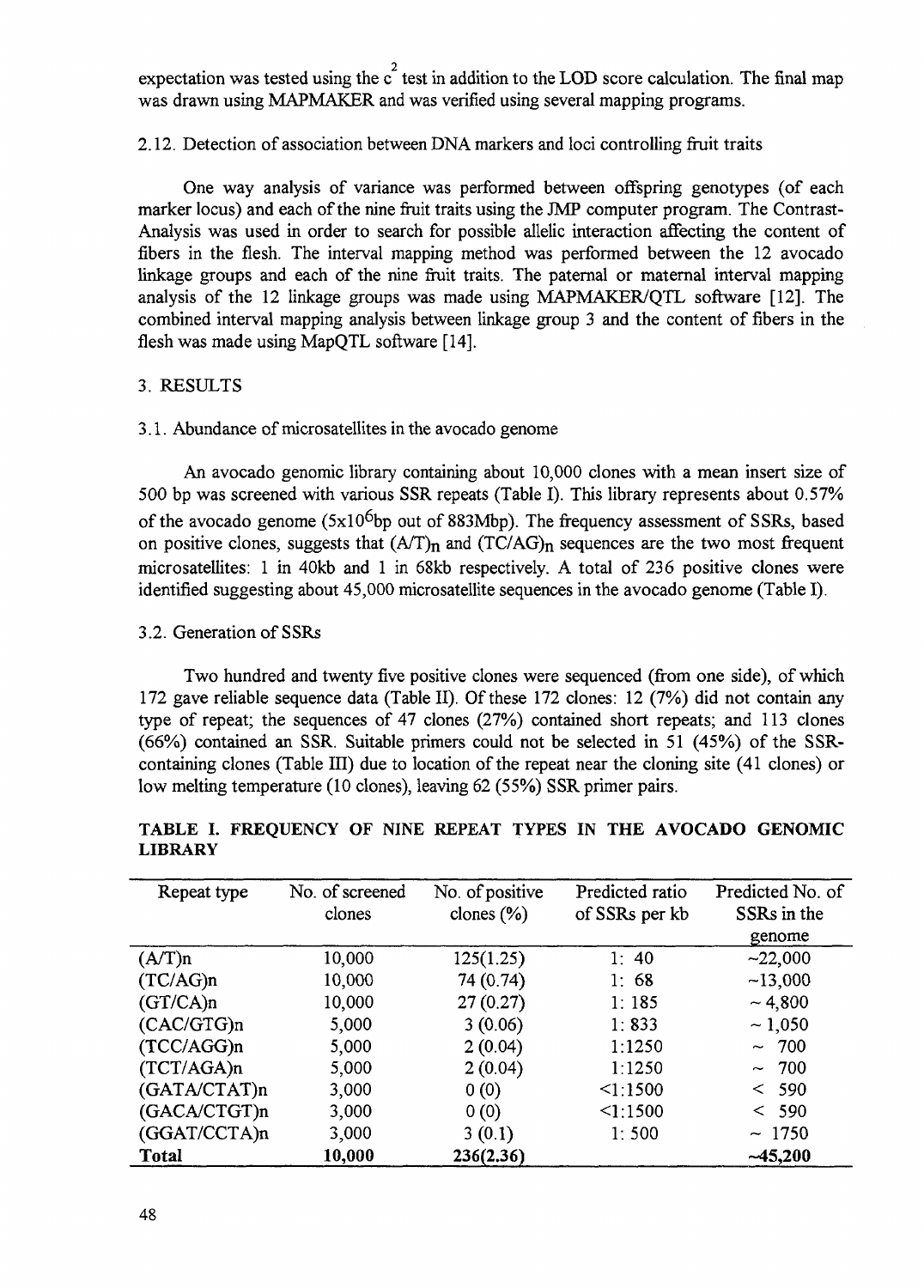expectation was tested using the $c^2$ test in addition to the LOD score calculation. The final map was drawn using MAPMAKER and was verified using several mapping programs.

### 2.12. Detection of association between DNA markers and loci controlling fruit traits

One way analysis of variance was performed between offspring genotypes (of each marker locus) and each of the nine fruit traits using the JMP computer program. The Contrast-Analysis was used in order to search for possible allelic interaction affecting the content of fibers in the flesh. The interval mapping method was performed between the 12 avocado linkage groups and each of the nine fruit traits. The paternal or maternal interval mapping analysis of the 12 linkage groups was made using MAPMAKER/QTL software [12]. The combined interval mapping analysis between linkage group 3 and the content of fibers in the flesh was made using MapQTL software [14].

## 3. RESULTS

### 3.1. Abundance of microsatellites in the avocado genome

An avocado genomic library containing about 10,000 clones with a mean insert size of 500 bp was screened with various SSR repeats (Table I). This library represents about 0.57% of the avocado genome ($5\text{x}10^6$bp out of 883Mbp). The frequency assessment of SSRs, based on positive clones, suggests that $(A/T)_n$ and $(TC/AG)_n$ sequences are the two most frequent microsatellites: 1 in 40kb and 1 in 68kb respectively. A total of 236 positive clones were identified suggesting about 45,000 microsatellite sequences in the avocado genome (Table I).

### 3.2. Generation of SSRs

Two hundred and twenty five positive clones were sequenced (from one side), of which 172 gave reliable sequence data (Table II). Of these 172 clones: 12 (7%) did not contain any type of repeat; the sequences of 47 clones (27%) contained short repeats; and 113 clones (66%) contained an SSR. Suitable primers could not be selected in 51 (45%) of the SSR-containing clones (Table III) due to location of the repeat near the cloning site (41 clones) or low melting temperature (10 clones), leaving 62 (55%) SSR primer pairs.

**TABLE I. FREQUENCY OF NINE REPEAT TYPES IN THE AVOCADO GENOMIC LIBRARY**

| Repeat type | No. of screened clones | No. of positive clones (%) | Predicted ratio of SSRs per kb | Predicted No. of SSRs in the genome |
|---|---|---|---|---|
| (A/T)n | 10,000 | 125(1.25) | 1: 40 | ~22,000 |
| (TC/AG)n | 10,000 | 74 (0.74) | 1: 68 | ~13,000 |
| (GT/CA)n | 10,000 | 27 (0.27) | 1: 185 | ~ 4,800 |
| (CAC/GTG)n | 5,000 | 3 (0.06) | 1: 833 | ~ 1,050 |
| (TCC/AGG)n | 5,000 | 2 (0.04) | 1:1250 | ~ 700 |
| (TCT/AGA)n | 5,000 | 2 (0.04) | 1:1250 | ~ 700 |
| (GATA/CTAT)n | 3,000 | 0 (0) | <1:1500 | < 590 |
| (GACA/CTGT)n | 3,000 | 0 (0) | <1:1500 | < 590 |
| (GGAT/CCTA)n | 3,000 | 3 (0.1) | 1: 500 | ~ 1750 |
| **Total** | **10,000** | **236(2.36)** | | **~45,200** |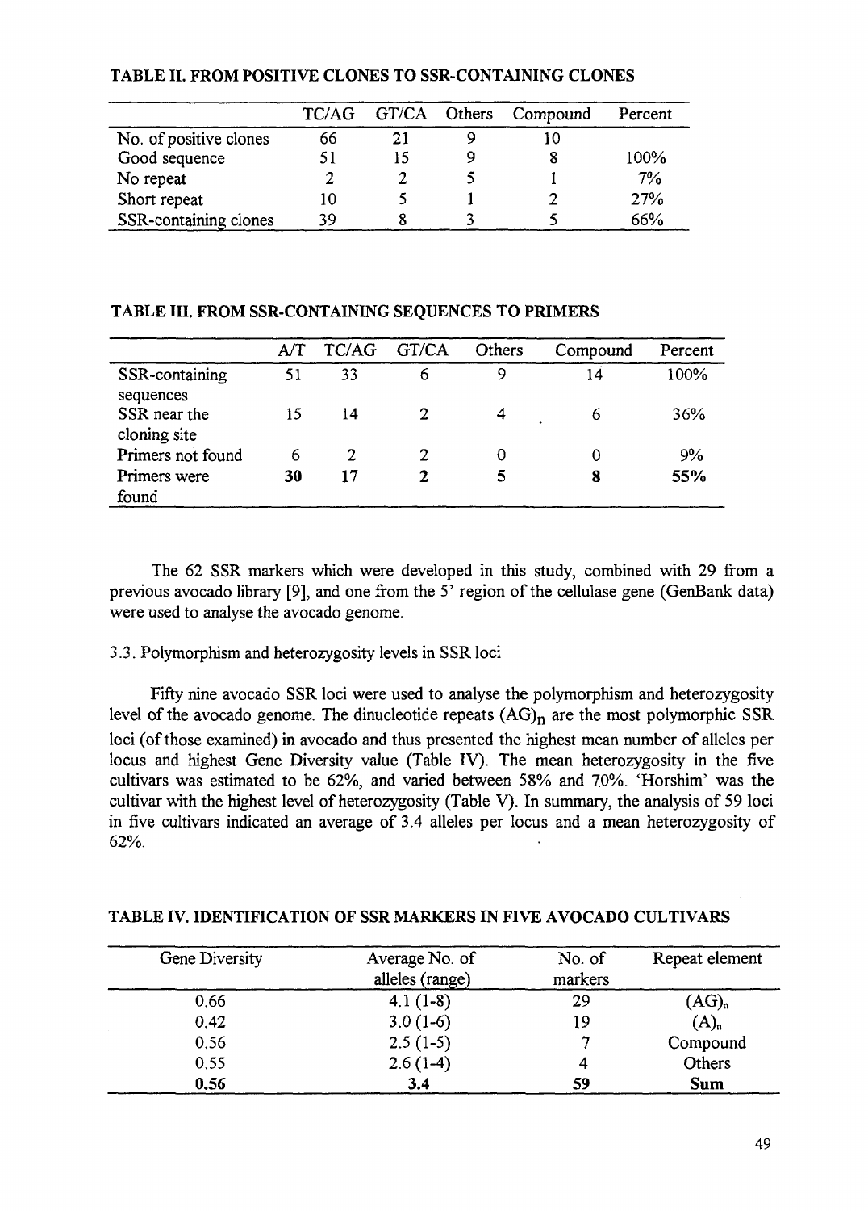### TABLE II. FROM POSITIVE CLONES TO SSR-CONTAINING CLONES

| | TC/AG | GT/CA | Others | Compound | Percent |
|---|---|---|---|---|---|
| No. of positive clones | 66 | 21 | 9 | 10 | |
| Good sequence | 51 | 15 | 9 | 8 | 100% |
| No repeat | 2 | 2 | 5 | 1 | 7% |
| Short repeat | 10 | 5 | 1 | 2 | 27% |
| SSR-containing clones | 39 | 8 | 3 | 5 | 66% |

### TABLE III. FROM SSR-CONTAINING SEQUENCES TO PRIMERS

| | A/T | TC/AG | GT/CA | Others | Compound | Percent |
|---|---|---|---|---|---|---|
| SSR-containing sequences | 51 | 33 | 6 | 9 | 14 | 100% |
| SSR near the cloning site | 15 | 14 | 2 | 4 | 6 | 36% |
| Primers not found | 6 | 2 | 2 | 0 | 0 | 9% |
| Primers were found | **30** | **17** | **2** | **5** | **8** | **55%** |

The 62 SSR markers which were developed in this study, combined with 29 from a previous avocado library [9], and one from the 5' region of the cellulase gene (GenBank data) were used to analyse the avocado genome.

3.3. Polymorphism and heterozygosity levels in SSR loci

Fifty nine avocado SSR loci were used to analyse the polymorphism and heterozygosity level of the avocado genome. The dinucleotide repeats $(AG)_n$ are the most polymorphic SSR loci (of those examined) in avocado and thus presented the highest mean number of alleles per locus and highest Gene Diversity value (Table IV). The mean heterozygosity in the five cultivars was estimated to be 62%, and varied between 58% and 70%. 'Horshim' was the cultivar with the highest level of heterozygosity (Table V). In summary, the analysis of 59 loci in five cultivars indicated an average of 3.4 alleles per locus and a mean heterozygosity of 62%.

### TABLE IV. IDENTIFICATION OF SSR MARKERS IN FIVE AVOCADO CULTIVARS

| Gene Diversity | Average No. of alleles (range) | No. of markers | Repeat element |
|---|---|---|---|
| 0.66 | 4.1 (1-8) | 29 | $(AG)_n$ |
| 0.42 | 3.0 (1-6) | 19 | $(A)_n$ |
| 0.56 | 2.5 (1-5) | 7 | Compound |
| 0.55 | 2.6 (1-4) | 4 | Others |
| **0.56** | **3.4** | **59** | **Sum** |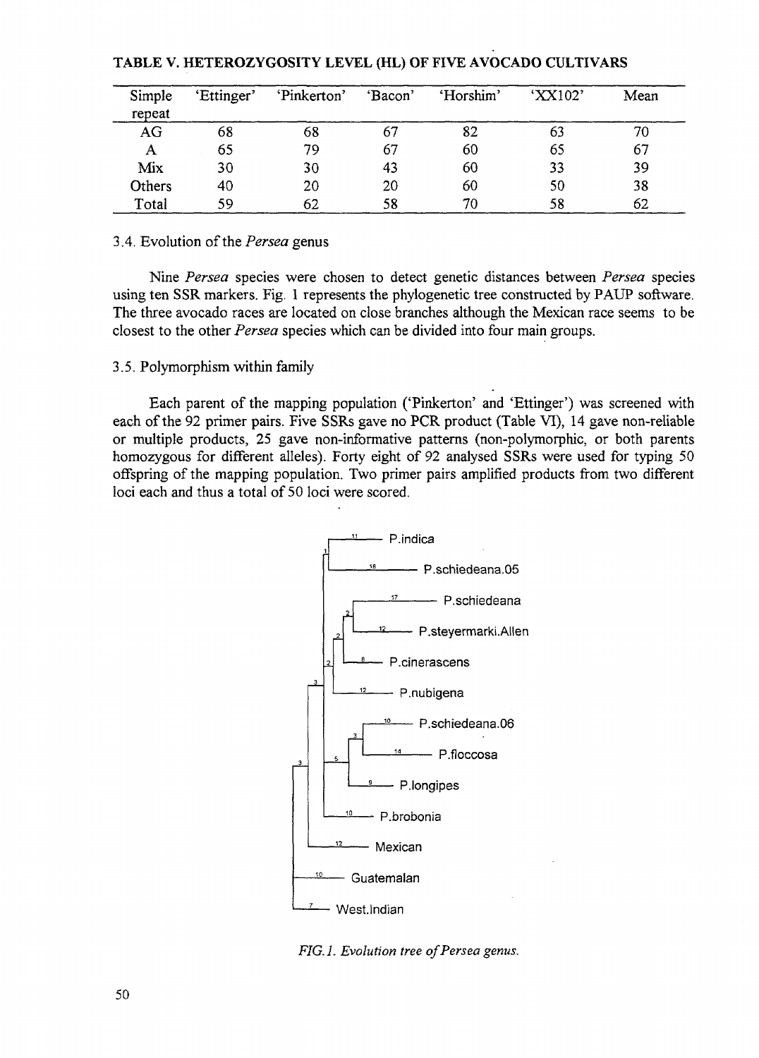**TABLE V. HETEROZYGOSITY LEVEL (HL) OF FIVE AVOCADO CULTIVARS**

| Simple repeat | 'Ettinger' | 'Pinkerton' | 'Bacon' | 'Horshim' | 'XX102' | Mean |
|---|---|---|---|---|---|---|
| AG | 68 | 68 | 67 | 82 | 63 | 70 |
| A | 65 | 79 | 67 | 60 | 65 | 67 |
| Mix | 30 | 30 | 43 | 60 | 33 | 39 |
| Others | 40 | 20 | 20 | 60 | 50 | 38 |
| Total | 59 | 62 | 58 | 70 | 58 | 62 |

### 3.4. Evolution of the *Persea* genus

Nine *Persea* species were chosen to detect genetic distances between *Persea* species using ten SSR markers. Fig. 1 represents the phylogenetic tree constructed by PAUP software. The three avocado races are located on close branches although the Mexican race seems to be closest to the other *Persea* species which can be divided into four main groups.

### 3.5. Polymorphism within family

Each parent of the mapping population ('Pinkerton' and 'Ettinger') was screened with each of the 92 primer pairs. Five SSRs gave no PCR product (Table VI), 14 gave non-reliable or multiple products, 25 gave non-informative patterns (non-polymorphic, or both parents homozygous for different alleles). Forty eight of 92 analysed SSRs were used for typing 50 offspring of the mapping population. Two primer pairs amplified products from two different loci each and thus a total of 50 loci were scored.

*FIG. 1. Evolution tree of Persea genus.*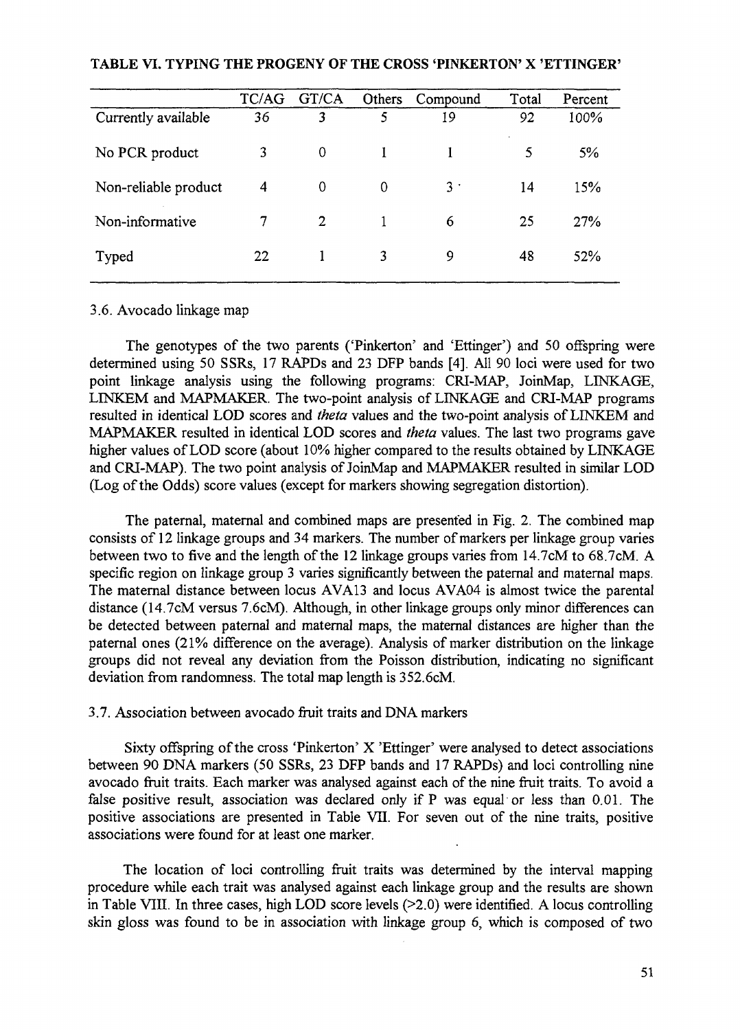**TABLE VI. TYPING THE PROGENY OF THE CROSS 'PINKERTON' X 'ETTINGER'**

| | TC/AG | GT/CA | Others | Compound | Total | Percent |
|---|---|---|---|---|---|---|
| Currently available | 36 | 3 | 5 | 19 | 92 | 100% |
| No PCR product | 3 | 0 | 1 | 1 | 5 | 5% |
| Non-reliable product | 4 | 0 | 0 | 3 | 14 | 15% |
| Non-informative | 7 | 2 | 1 | 6 | 25 | 27% |
| Typed | 22 | 1 | 3 | 9 | 48 | 52% |

### 3.6. Avocado linkage map

The genotypes of the two parents ('Pinkerton' and 'Ettinger') and 50 offspring were determined using 50 SSRs, 17 RAPDs and 23 DFP bands [4]. All 90 loci were used for two point linkage analysis using the following programs: CRI-MAP, JoinMap, LINKAGE, LINKEM and MAPMAKER. The two-point analysis of LINKAGE and CRI-MAP programs resulted in identical LOD scores and *theta* values and the two-point analysis of LINKEM and MAPMAKER resulted in identical LOD scores and *theta* values. The last two programs gave higher values of LOD score (about 10% higher compared to the results obtained by LINKAGE and CRI-MAP). The two point analysis of JoinMap and MAPMAKER resulted in similar LOD (Log of the Odds) score values (except for markers showing segregation distortion).

The paternal, maternal and combined maps are presented in Fig. 2. The combined map consists of 12 linkage groups and 34 markers. The number of markers per linkage group varies between two to five and the length of the 12 linkage groups varies from 14.7cM to 68.7cM. A specific region on linkage group 3 varies significantly between the paternal and maternal maps. The maternal distance between locus AVA13 and locus AVA04 is almost twice the parental distance (14.7cM versus 7.6cM). Although, in other linkage groups only minor differences can be detected between paternal and maternal maps, the maternal distances are higher than the paternal ones (21% difference on the average). Analysis of marker distribution on the linkage groups did not reveal any deviation from the Poisson distribution, indicating no significant deviation from randomness. The total map length is 352.6cM.

### 3.7. Association between avocado fruit traits and DNA markers

Sixty offspring of the cross 'Pinkerton' X 'Ettinger' were analysed to detect associations between 90 DNA markers (50 SSRs, 23 DFP bands and 17 RAPDs) and loci controlling nine avocado fruit traits. Each marker was analysed against each of the nine fruit traits. To avoid a false positive result, association was declared only if P was equal or less than 0.01. The positive associations are presented in Table VII. For seven out of the nine traits, positive associations were found for at least one marker.

The location of loci controlling fruit traits was determined by the interval mapping procedure while each trait was analysed against each linkage group and the results are shown in Table VIII. In three cases, high LOD score levels (>2.0) were identified. A locus controlling skin gloss was found to be in association with linkage group 6, which is composed of two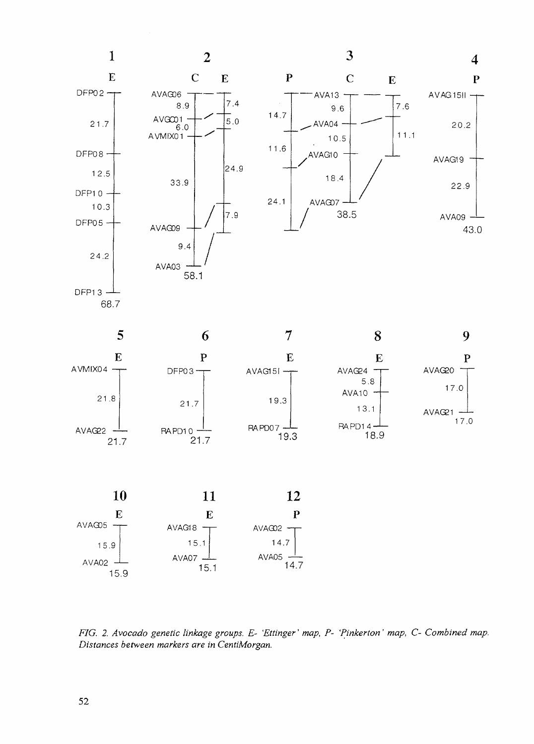FIG. 2. Avocado genetic linkage groups. E- 'Ettinger' map, P- 'Pinkerton' map, C- Combined map. Distances between markers are in CentiMorgan.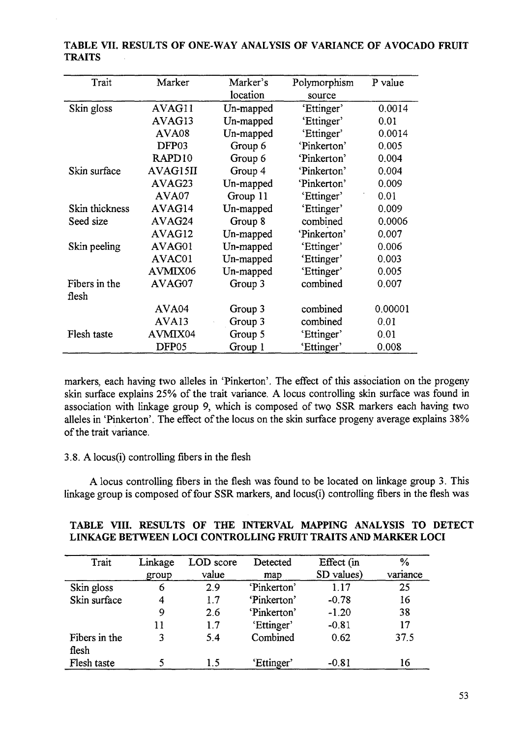**TABLE VII. RESULTS OF ONE-WAY ANALYSIS OF VARIANCE OF AVOCADO FRUIT TRAITS**

| Trait | Marker | Marker's location | Polymorphism source | P value |
|---|---|---|---|---|
| Skin gloss | AVAG11 | Un-mapped | 'Ettinger' | 0.0014 |
| | AVAG13 | Un-mapped | 'Ettinger' | 0.01 |
| | AVA08 | Un-mapped | 'Ettinger' | 0.0014 |
| | DFP03 | Group 6 | 'Pinkerton' | 0.005 |
| | RAPD10 | Group 6 | 'Pinkerton' | 0.004 |
| Skin surface | AVAG15II | Group 4 | 'Pinkerton' | 0.004 |
| | AVAG23 | Un-mapped | 'Pinkerton' | 0.009 |
| | AVA07 | Group 11 | 'Ettinger' | 0.01 |
| Skin thickness | AVAG14 | Un-mapped | 'Ettinger' | 0.009 |
| Seed size | AVAG24 | Group 8 | combined | 0.0006 |
| | AVAG12 | Un-mapped | 'Pinkerton' | 0.007 |
| Skin peeling | AVAG01 | Un-mapped | 'Ettinger' | 0.006 |
| | AVAC01 | Un-mapped | 'Ettinger' | 0.003 |
| | AVMIX06 | Un-mapped | 'Ettinger' | 0.005 |
| Fibers in the flesh | AVAG07 | Group 3 | combined | 0.007 |
| | AVA04 | Group 3 | combined | 0.00001 |
| | AVA13 | Group 3 | combined | 0.01 |
| Flesh taste | AVMIX04 | Group 5 | 'Ettinger' | 0.01 |
| | DFP05 | Group 1 | 'Ettinger' | 0.008 |

markers, each having two alleles in 'Pinkerton'. The effect of this association on the progeny skin surface explains 25% of the trait variance. A locus controlling skin surface was found in association with linkage group 9, which is composed of two SSR markers each having two alleles in 'Pinkerton'. The effect of the locus on the skin surface progeny average explains 38% of the trait variance.

### 3.8. A locus(i) controlling fibers in the flesh

A locus controlling fibers in the flesh was found to be located on linkage group 3. This linkage group is composed of four SSR markers, and locus(i) controlling fibers in the flesh was

**TABLE VIII. RESULTS OF THE INTERVAL MAPPING ANALYSIS TO DETECT LINKAGE BETWEEN LOCI CONTROLLING FRUIT TRAITS AND MARKER LOCI**

| Trait | Linkage group | LOD score value | Detected map | Effect (in SD values) | % variance |
|---|---|---|---|---|---|
| Skin gloss | 6 | 2.9 | 'Pinkerton' | 1.17 | 25 |
| Skin surface | 4 | 1.7 | 'Pinkerton' | -0.78 | 16 |
| | 9 | 2.6 | 'Pinkerton' | -1.20 | 38 |
| | 11 | 1.7 | 'Ettinger' | -0.81 | 17 |
| Fibers in the flesh | 3 | 5.4 | Combined | 0.62 | 37.5 |
| Flesh taste | 5 | 1.5 | 'Ettinger' | -0.81 | 16 |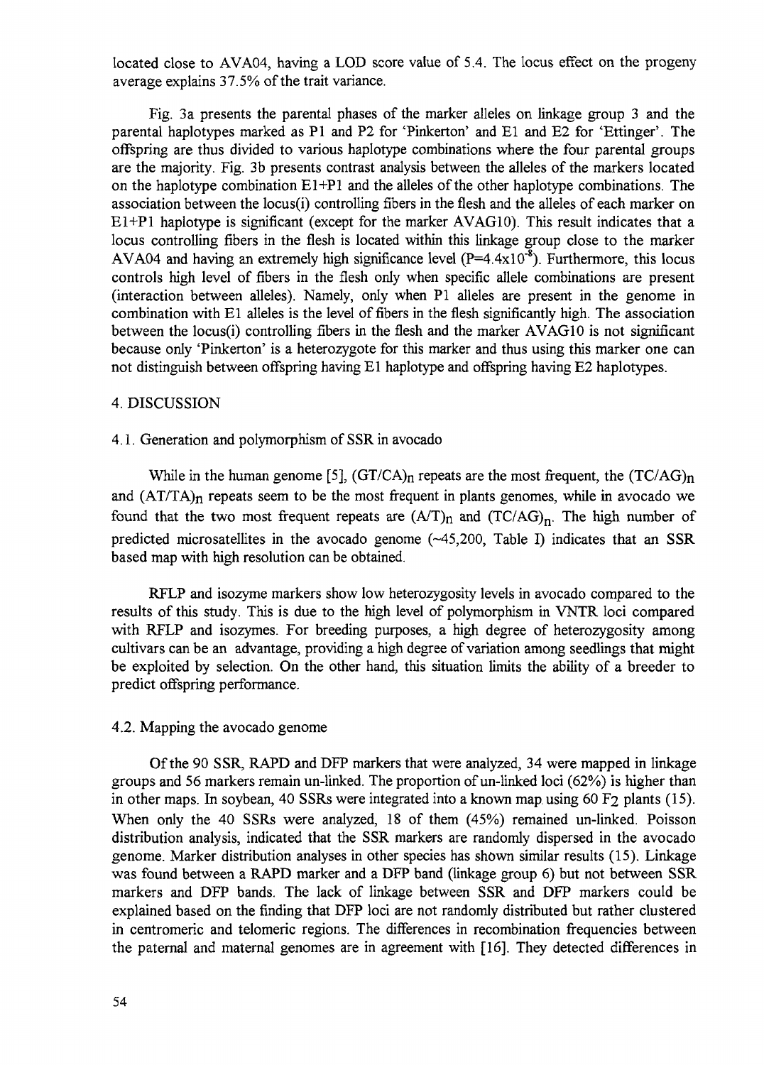located close to AVA04, having a LOD score value of 5.4. The locus effect on the progeny average explains 37.5% of the trait variance.

Fig. 3a presents the parental phases of the marker alleles on linkage group 3 and the parental haplotypes marked as P1 and P2 for 'Pinkerton' and E1 and E2 for 'Ettinger'. The offspring are thus divided to various haplotype combinations where the four parental groups are the majority. Fig. 3b presents contrast analysis between the alleles of the markers located on the haplotype combination E1+P1 and the alleles of the other haplotype combinations. The association between the locus(i) controlling fibers in the flesh and the alleles of each marker on E1+P1 haplotype is significant (except for the marker AVAG10). This result indicates that a locus controlling fibers in the flesh is located within this linkage group close to the marker AVA04 and having an extremely high significance level ($P=4.4\times10^{-8}$). Furthermore, this locus controls high level of fibers in the flesh only when specific allele combinations are present (interaction between alleles). Namely, only when P1 alleles are present in the genome in combination with E1 alleles is the level of fibers in the flesh significantly high. The association between the locus(i) controlling fibers in the flesh and the marker AVAG10 is not significant because only 'Pinkerton' is a heterozygote for this marker and thus using this marker one can not distinguish between offspring having E1 haplotype and offspring having E2 haplotypes.

## 4. DISCUSSION

### 4.1. Generation and polymorphism of SSR in avocado

While in the human genome [5], $(GT/CA)_n$ repeats are the most frequent, the $(TC/AG)_n$ and $(AT/TA)_n$ repeats seem to be the most frequent in plants genomes, while in avocado we found that the two most frequent repeats are $(A/T)_n$ and $(TC/AG)_n$. The high number of predicted microsatellites in the avocado genome (~45,200, Table I) indicates that an SSR based map with high resolution can be obtained.

RFLP and isozyme markers show low heterozygosity levels in avocado compared to the results of this study. This is due to the high level of polymorphism in VNTR loci compared with RFLP and isozymes. For breeding purposes, a high degree of heterozygosity among cultivars can be an advantage, providing a high degree of variation among seedlings that might be exploited by selection. On the other hand, this situation limits the ability of a breeder to predict offspring performance.

### 4.2. Mapping the avocado genome

Of the 90 SSR, RAPD and DFP markers that were analyzed, 34 were mapped in linkage groups and 56 markers remain un-linked. The proportion of un-linked loci (62%) is higher than in other maps. In soybean, 40 SSRs were integrated into a known map using 60 $F_2$ plants (15). When only the 40 SSRs were analyzed, 18 of them (45%) remained un-linked. Poisson distribution analysis, indicated that the SSR markers are randomly dispersed in the avocado genome. Marker distribution analyses in other species has shown similar results (15). Linkage was found between a RAPD marker and a DFP band (linkage group 6) but not between SSR markers and DFP bands. The lack of linkage between SSR and DFP markers could be explained based on the finding that DFP loci are not randomly distributed but rather clustered in centromeric and telomeric regions. The differences in recombination frequencies between the paternal and maternal genomes are in agreement with [16]. They detected differences in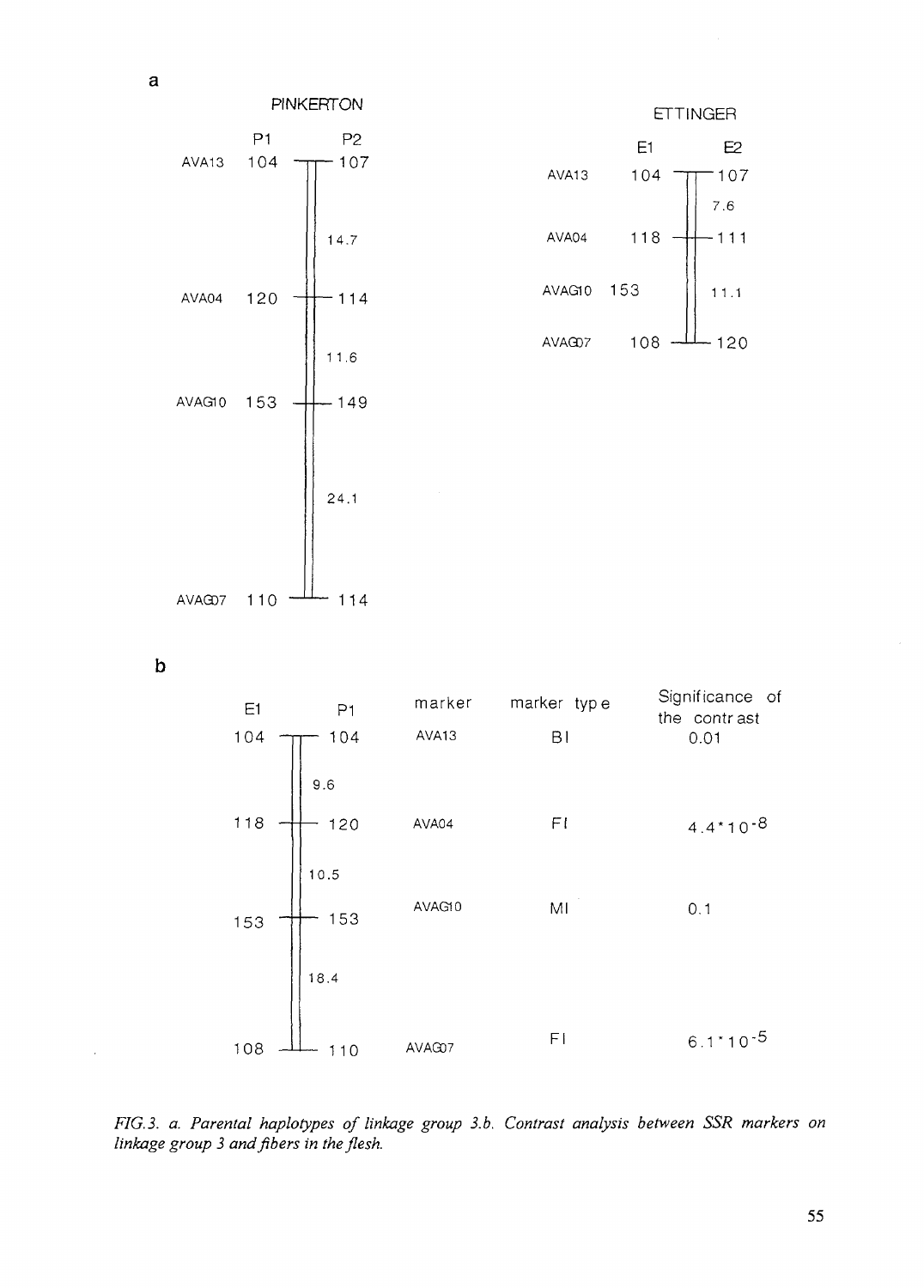a

**PINKERTON**

| Marker | P1 | P2 | Distance |
| --- | --- | --- | --- |
| AVA13 | 104 | 107 | |
| | | | 14.7 |
| AVA04 | 120 | 114 | |
| | | | 11.6 |
| AVAG10 | 153 | 149 | |
| | | | 24.1 |
| AVAG07 | 110 | 114 | |

**ETTINGER**

| Marker | E1 | E2 | Distance |
| --- | --- | --- | --- |
| AVA13 | 104 | 107 | |
| | | | 7.6 |
| AVA04 | 118 | 111 | |
| | | | 11.1 |
| AVAG10 | 153 | | |
| AVAG07 | 108 | 120 | |

b

| E1 | P1 | Distance | marker | marker type | Significance of the contrast |
| --- | --- | --- | --- | --- | --- |
| 104 | 104 | | AVA13 | BI | 0.01 |
| | | 9.6 | | | |
| 118 | 120 | | AVA04 | FI | $4.4 \cdot 10^{-8}$ |
| | | 10.5 | | | |
| 153 | 153 | | AVAG10 | MI | 0.1 |
| | | 18.4 | | | |
| 108 | 110 | | AVAG07 | FI | $6.1 \cdot 10^{-5}$ |

*FIG.3. a. Parental haplotypes of linkage group 3.b. Contrast analysis between SSR markers on linkage group 3 and fibers in the flesh.*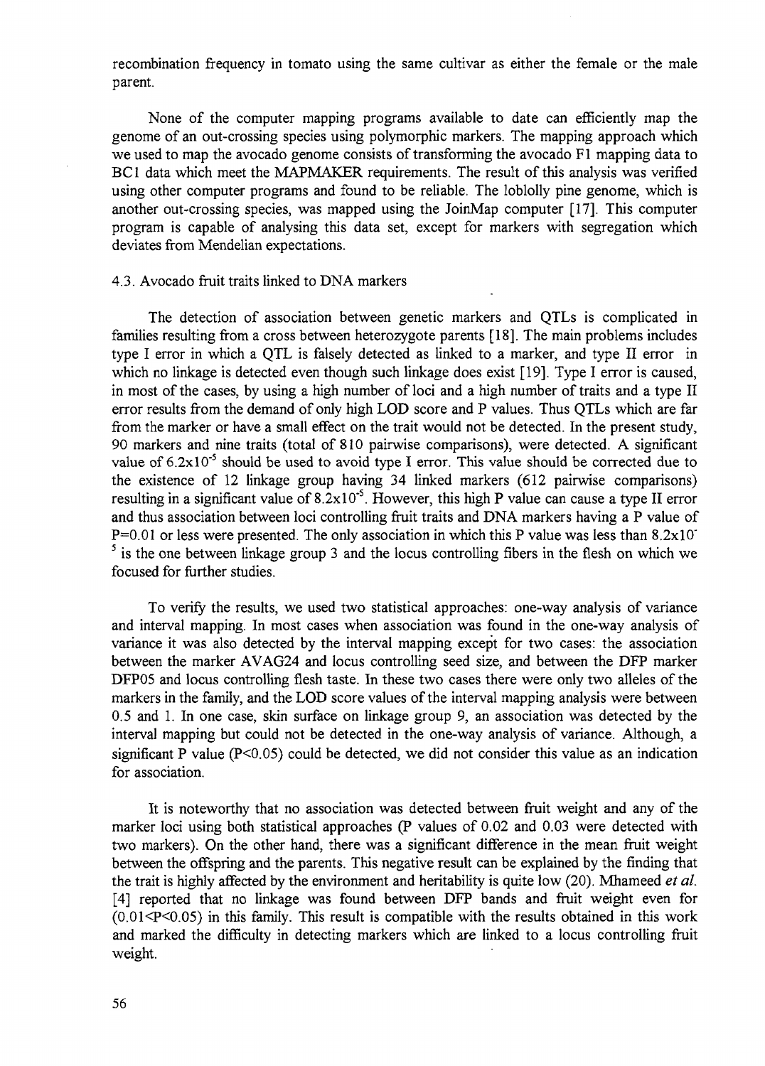recombination frequency in tomato using the same cultivar as either the female or the male parent.

None of the computer mapping programs available to date can efficiently map the genome of an out-crossing species using polymorphic markers. The mapping approach which we used to map the avocado genome consists of transforming the avocado F1 mapping data to BC1 data which meet the MAPMAKER requirements. The result of this analysis was verified using other computer programs and found to be reliable. The loblolly pine genome, which is another out-crossing species, was mapped using the JoinMap computer [17]. This computer program is capable of analysing this data set, except for markers with segregation which deviates from Mendelian expectations.

### 4.3. Avocado fruit traits linked to DNA markers

The detection of association between genetic markers and QTLs is complicated in families resulting from a cross between heterozygote parents [18]. The main problems includes type I error in which a QTL is falsely detected as linked to a marker, and type II error in which no linkage is detected even though such linkage does exist [19]. Type I error is caused, in most of the cases, by using a high number of loci and a high number of traits and a type II error results from the demand of only high LOD score and P values. Thus QTLs which are far from the marker or have a small effect on the trait would not be detected. In the present study, 90 markers and nine traits (total of 810 pairwise comparisons), were detected. A significant value of $6.2\times10^{-5}$ should be used to avoid type I error. This value should be corrected due to the existence of 12 linkage group having 34 linked markers (612 pairwise comparisons) resulting in a significant value of $8.2\times10^{-5}$. However, this high P value can cause a type II error and thus association between loci controlling fruit traits and DNA markers having a P value of $P=0.01$ or less were presented. The only association in which this P value was less than $8.2\times10^{-5}$ is the one between linkage group 3 and the locus controlling fibers in the flesh on which we focused for further studies.

To verify the results, we used two statistical approaches: one-way analysis of variance and interval mapping. In most cases when association was found in the one-way analysis of variance it was also detected by the interval mapping except for two cases: the association between the marker AVAG24 and locus controlling seed size, and between the DFP marker DFP05 and locus controlling flesh taste. In these two cases there were only two alleles of the markers in the family, and the LOD score values of the interval mapping analysis were between 0.5 and 1. In one case, skin surface on linkage group 9, an association was detected by the interval mapping but could not be detected in the one-way analysis of variance. Although, a significant P value ($P<0.05$) could be detected, we did not consider this value as an indication for association.

It is noteworthy that no association was detected between fruit weight and any of the marker loci using both statistical approaches (P values of 0.02 and 0.03 were detected with two markers). On the other hand, there was a significant difference in the mean fruit weight between the offspring and the parents. This negative result can be explained by the finding that the trait is highly affected by the environment and heritability is quite low (20). Mhameed *et al.* [4] reported that no linkage was found between DFP bands and fruit weight even for ($0.01<P<0.05$) in this family. This result is compatible with the results obtained in this work and marked the difficulty in detecting markers which are linked to a locus controlling fruit weight.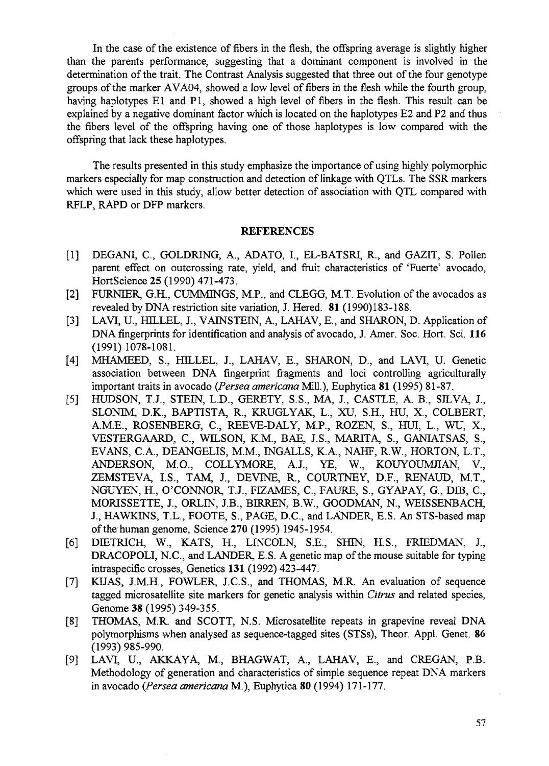In the case of the existence of fibers in the flesh, the offspring average is slightly higher than the parents performance, suggesting that a dominant component is involved in the determination of the trait. The Contrast Analysis suggested that three out of the four genotype groups of the marker AVA04, showed a low level of fibers in the flesh while the fourth group, having haplotypes E1 and P1, showed a high level of fibers in the flesh. This result can be explained by a negative dominant factor which is located on the haplotypes E2 and P2 and thus the fibers level of the offspring having one of those haplotypes is low compared with the offspring that lack these haplotypes.

The results presented in this study emphasize the importance of using highly polymorphic markers especially for map construction and detection of linkage with QTLs. The SSR markers which were used in this study, allow better detection of association with QTL compared with RFLP, RAPD or DFP markers.

## REFERENCES

[1] DEGANI, C., GOLDRING, A., ADATO, I., EL-BATSRI, R., and GAZIT, S. Pollen parent effect on outcrossing rate, yield, and fruit characteristics of 'Fuerte' avocado, HortScience **25** (1990) 471-473.

[2] FURNIER, G.H., CUMMINGS, M.P., and CLEGG, M.T. Evolution of the avocados as revealed by DNA restriction site variation, J. Hered. **81** (1990)183-188.

[3] LAVI, U., HILLEL, J., VAINSTEIN, A., LAHAV, E., and SHARON, D. Application of DNA fingerprints for identification and analysis of avocado, J. Amer. Soc. Hort. Sci. **116** (1991) 1078-1081.

[4] MHAMEED, S., HILLEL, J., LAHAV, E., SHARON, D., and LAVI, U. Genetic association between DNA fingerprint fragments and loci controlling agriculturally important traits in avocado (*Persea americana* Mill.), Euphytica **81** (1995) 81-87.

[5] HUDSON, T.J., STEIN, L.D., GERETY, S.S., MA, J., CASTLE, A. B., SILVA, J., SLONIM, D.K., BAPTISTA, R., KRUGLYAK, L., XU, S.H., HU, X., COLBERT, A.M.E., ROSENBERG, C., REEVE-DALY, M.P., ROZEN, S., HUI, L., WU, X., VESTERGAARD, C., WILSON, K.M., BAE, J.S., MARITA, S., GANIATSAS, S., EVANS, C.A., DEANGELIS, M.M., INGALLS, K.A., NAHF, R.W., HORTON, L.T., ANDERSON, M.O., COLLYMORE, A.J., YE, W., KOUYOUMJIAN, V., ZEMSTEVA, I.S., TAM, J., DEVINE, R., COURTNEY, D.F., RENAUD, M.T., NGUYEN, H., O'CONNOR, T.J., FIZAMES, C., FAURE, S., GYAPAY, G., DIB, C., MORISSETTE, J., ORLIN, J.B., BIRREN, B.W., GOODMAN, N., WEISSENBACH, J., HAWKINS, T.L., FOOTE, S., PAGE, D.C., and LANDER, E.S. An STS-based map of the human genome, Science **270** (1995) 1945-1954.

[6] DIETRICH, W., KATS, H., LINCOLN, S.E., SHIN, H.S., FRIEDMAN, J., DRACOPOLI, N.C., and LANDER, E.S. A genetic map of the mouse suitable for typing intraspecific crosses, Genetics **131** (1992) 423-447.

[7] KIJAS, J.M.H., FOWLER, J.C.S., and THOMAS, M.R. An evaluation of sequence tagged microsatellite site markers for genetic analysis within *Citrus* and related species, Genome **38** (1995) 349-355.

[8] THOMAS, M.R. and SCOTT, N.S. Microsatellite repeats in grapevine reveal DNA polymorphisms when analysed as sequence-tagged sites (STSs), Theor. Appl. Genet. **86** (1993) 985-990.

[9] LAVI, U., AKKAYA, M., BHAGWAT, A., LAHAV, E., and CREGAN, P.B. Methodology of generation and characteristics of simple sequence repeat DNA markers in avocado (*Persea americana* M.), Euphytica **80** (1994) 171-177.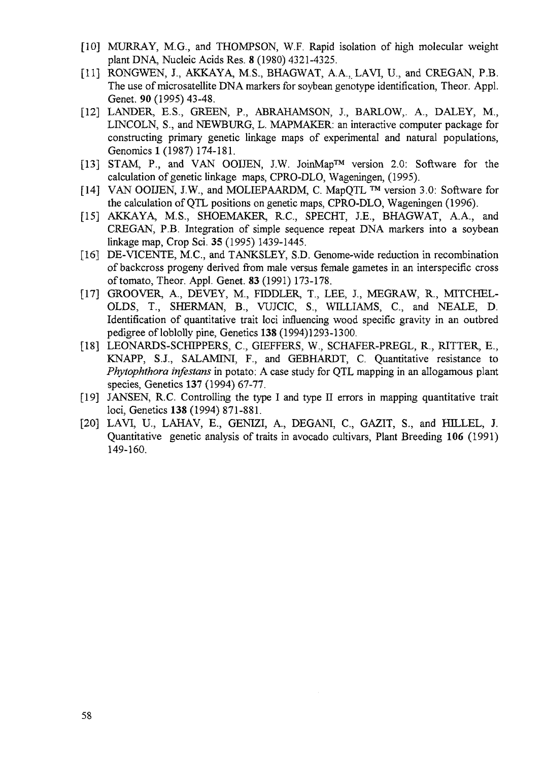[10] MURRAY, M.G., and THOMPSON, W.F. Rapid isolation of high molecular weight plant DNA, Nucleic Acids Res. **8** (1980) 4321-4325.

[11] RONGWEN, J., AKKAYA, M.S., BHAGWAT, A.A., LAVI, U., and CREGAN, P.B. The use of microsatellite DNA markers for soybean genotype identification, Theor. Appl. Genet. **90** (1995) 43-48.

[12] LANDER, E.S., GREEN, P., ABRAHAMSON, J., BARLOW,. A., DALEY, M., LINCOLN, S., and NEWBURG, L. MAPMAKER: an interactive computer package for constructing primary genetic linkage maps of experimental and natural populations, Genomics **1** (1987) 174-181.

[13] STAM, P., and VAN OOIJEN, J.W. JoinMap™ version 2.0: Software for the calculation of genetic linkage maps, CPRO-DLO, Wageningen, (1995).

[14] VAN OOIJEN, J.W., and MOLIEPAARDM, C. MapQTL ™ version 3.0: Software for the calculation of QTL positions on genetic maps, CPRO-DLO, Wageningen (1996).

[15] AKKAYA, M.S., SHOEMAKER, R.C., SPECHT, J.E., BHAGWAT, A.A., and CREGAN, P.B. Integration of simple sequence repeat DNA markers into a soybean linkage map, Crop Sci. **35** (1995) 1439-1445.

[16] DE-VICENTE, M.C., and TANKSLEY, S.D. Genome-wide reduction in recombination of backcross progeny derived from male versus female gametes in an interspecific cross of tomato, Theor. Appl. Genet. **83** (1991) 173-178.

[17] GROOVER, A., DEVEY, M., FIDDLER, T., LEE, J., MEGRAW, R., MITCHEL-OLDS, T., SHERMAN, B., VUJCIC, S., WILLIAMS, C., and NEALE, D. Identification of quantitative trait loci influencing wood specific gravity in an outbred pedigree of loblolly pine, Genetics **138** (1994)1293-1300.

[18] LEONARDS-SCHIPPERS, C., GIEFFERS, W., SCHAFER-PREGL, R., RITTER, E., KNAPP, S.J., SALAMINI, F., and GEBHARDT, C. Quantitative resistance to *Phytophthora infestans* in potato: A case study for QTL mapping in an allogamous plant species, Genetics **137** (1994) 67-77.

[19] JANSEN, R.C. Controlling the type I and type II errors in mapping quantitative trait loci, Genetics **138** (1994) 871-881.

[20] LAVI, U., LAHAV, E., GENIZI, A., DEGANI, C., GAZIT, S., and HILLEL, J. Quantitative genetic analysis of traits in avocado cultivars, Plant Breeding **106** (1991) 149-160.